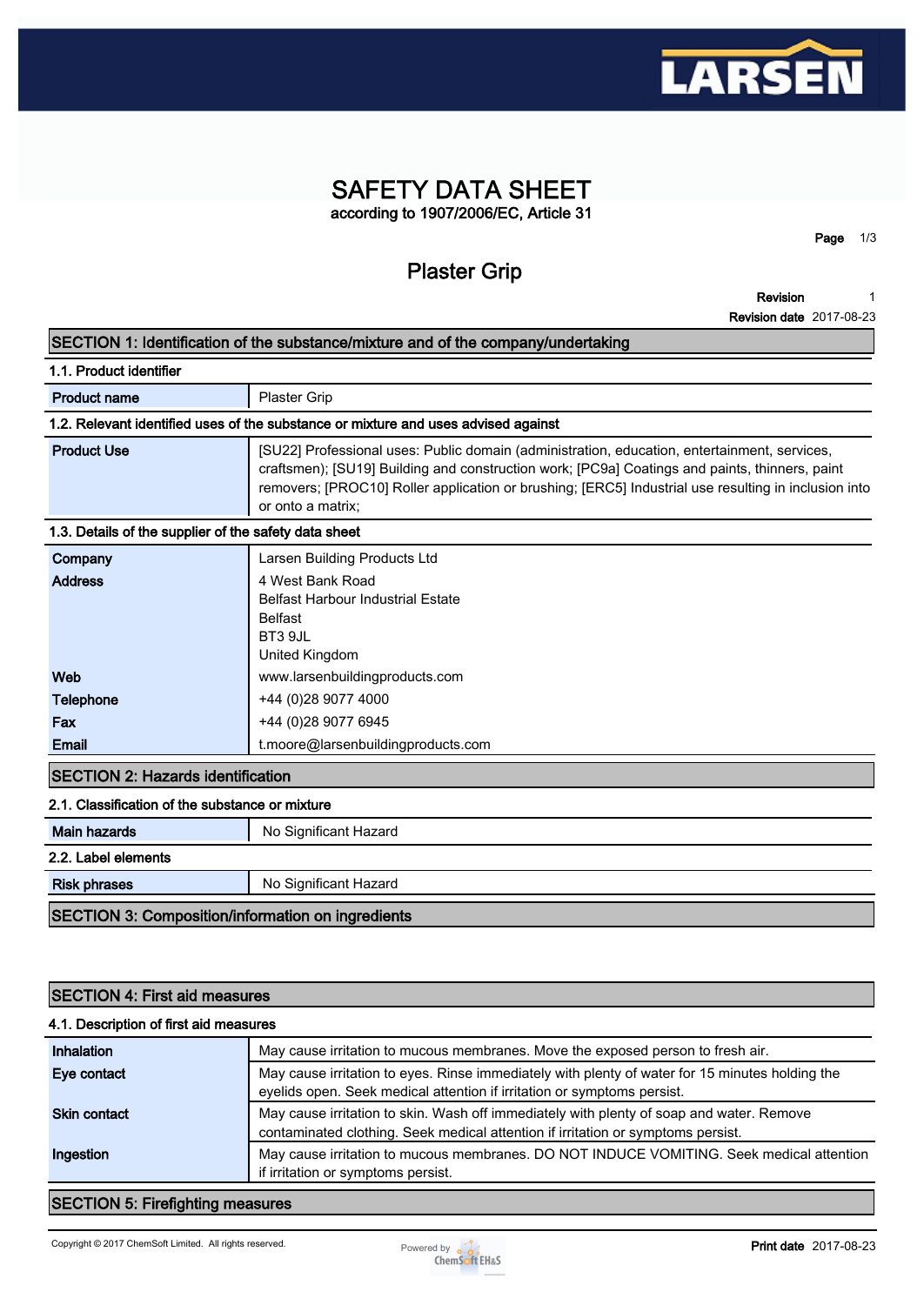# SAFETY DATA SHEET

according to 1907/2006/EC, Article 31

## Plaster Grip

**Revision** 1
**Revision date** 2017-08-23

## SECTION 1: Identification of the substance/mixture and of the company/undertaking

### 1.1. Product identifier

| | |
|---|---|
| **Product name** | Plaster Grip |

### 1.2. Relevant identified uses of the substance or mixture and uses advised against

| | |
|---|---|
| **Product Use** | [SU22] Professional uses: Public domain (administration, education, entertainment, services, craftsmen); [SU19] Building and construction work; [PC9a] Coatings and paints, thinners, paint removers; [PROC10] Roller application or brushing; [ERC5] Industrial use resulting in inclusion into or onto a matrix; |

### 1.3. Details of the supplier of the safety data sheet

| | |
|---|---|
| **Company** | Larsen Building Products Ltd |
| **Address** | 4 West Bank Road<br>Belfast Harbour Industrial Estate<br>Belfast<br>BT3 9JL<br>United Kingdom |
| **Web** | www.larsenbuildingproducts.com |
| **Telephone** | +44 (0)28 9077 4000 |
| **Fax** | +44 (0)28 9077 6945 |
| **Email** | t.moore@larsenbuildingproducts.com |

## SECTION 2: Hazards identification

### 2.1. Classification of the substance or mixture

| | |
|---|---|
| **Main hazards** | No Significant Hazard |

### 2.2. Label elements

| | |
|---|---|
| **Risk phrases** | No Significant Hazard |

## SECTION 3: Composition/information on ingredients

## SECTION 4: First aid measures

### 4.1. Description of first aid measures

| | |
|---|---|
| **Inhalation** | May cause irritation to mucous membranes. Move the exposed person to fresh air. |
| **Eye contact** | May cause irritation to eyes. Rinse immediately with plenty of water for 15 minutes holding the eyelids open. Seek medical attention if irritation or symptoms persist. |
| **Skin contact** | May cause irritation to skin. Wash off immediately with plenty of soap and water. Remove contaminated clothing. Seek medical attention if irritation or symptoms persist. |
| **Ingestion** | May cause irritation to mucous membranes. DO NOT INDUCE VOMITING. Seek medical attention if irritation or symptoms persist. |

## SECTION 5: Firefighting measures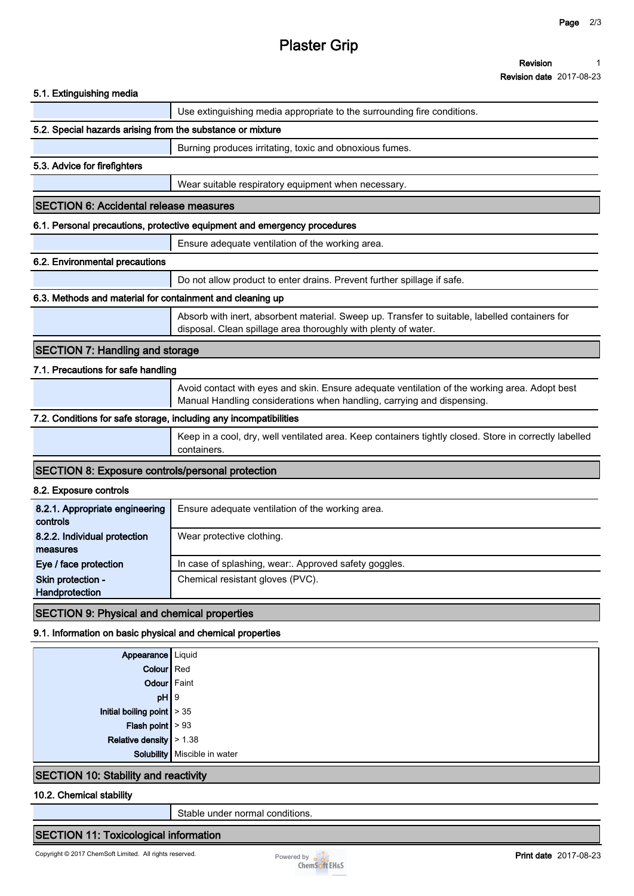# Plaster Grip

**Revision** 1
**Revision date** 2017-08-23

### 5.1. Extinguishing media

Use extinguishing media appropriate to the surrounding fire conditions.

### 5.2. Special hazards arising from the substance or mixture

Burning produces irritating, toxic and obnoxious fumes.

### 5.3. Advice for firefighters

Wear suitable respiratory equipment when necessary.

## SECTION 6: Accidental release measures

### 6.1. Personal precautions, protective equipment and emergency procedures

Ensure adequate ventilation of the working area.

### 6.2. Environmental precautions

Do not allow product to enter drains. Prevent further spillage if safe.

### 6.3. Methods and material for containment and cleaning up

Absorb with inert, absorbent material. Sweep up. Transfer to suitable, labelled containers for disposal. Clean spillage area thoroughly with plenty of water.

## SECTION 7: Handling and storage

### 7.1. Precautions for safe handling

Avoid contact with eyes and skin. Ensure adequate ventilation of the working area. Adopt best Manual Handling considerations when handling, carrying and dispensing.

### 7.2. Conditions for safe storage, including any incompatibilities

Keep in a cool, dry, well ventilated area. Keep containers tightly closed. Store in correctly labelled containers.

## SECTION 8: Exposure controls/personal protection

### 8.2. Exposure controls

| | |
|---|---|
| **8.2.1. Appropriate engineering controls** | Ensure adequate ventilation of the working area. |
| **8.2.2. Individual protection measures** | Wear protective clothing. |
| **Eye / face protection** | In case of splashing, wear:. Approved safety goggles. |
| **Skin protection - Handprotection** | Chemical resistant gloves (PVC). |

## SECTION 9: Physical and chemical properties

### 9.1. Information on basic physical and chemical properties

| | |
|---|---|
| **Appearance** | Liquid |
| **Colour** | Red |
| **Odour** | Faint |
| **pH** | 9 |
| **Initial boiling point** | > 35 |
| **Flash point** | > 93 |
| **Relative density** | > 1.38 |
| **Solubility** | Miscible in water |

## SECTION 10: Stability and reactivity

### 10.2. Chemical stability

Stable under normal conditions.

## SECTION 11: Toxicological information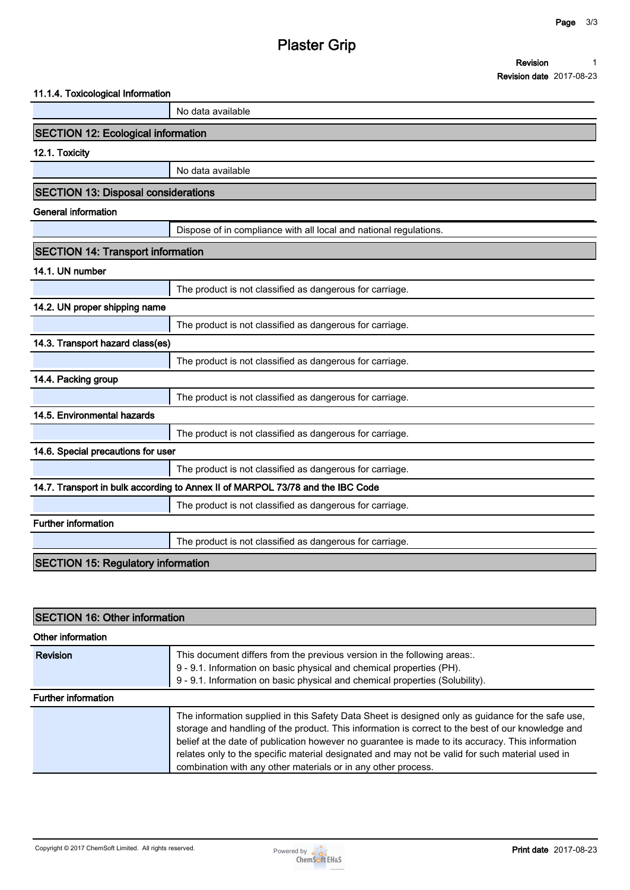# Plaster Grip

**Revision** 1
**Revision date** 2017-08-23

### 11.1.4. Toxicological Information

| | |
|---|---|
| | No data available |

## SECTION 12: Ecological information

### 12.1. Toxicity

| | |
|---|---|
| | No data available |

## SECTION 13: Disposal considerations

### General information

| | |
|---|---|
| | Dispose of in compliance with all local and national regulations. |

## SECTION 14: Transport information

### 14.1. UN number

| | |
|---|---|
| | The product is not classified as dangerous for carriage. |

### 14.2. UN proper shipping name

| | |
|---|---|
| | The product is not classified as dangerous for carriage. |

### 14.3. Transport hazard class(es)

| | |
|---|---|
| | The product is not classified as dangerous for carriage. |

### 14.4. Packing group

| | |
|---|---|
| | The product is not classified as dangerous for carriage. |

### 14.5. Environmental hazards

| | |
|---|---|
| | The product is not classified as dangerous for carriage. |

### 14.6. Special precautions for user

| | |
|---|---|
| | The product is not classified as dangerous for carriage. |

### 14.7. Transport in bulk according to Annex II of MARPOL 73/78 and the IBC Code

| | |
|---|---|
| | The product is not classified as dangerous for carriage. |

### Further information

| | |
|---|---|
| | The product is not classified as dangerous for carriage. |

## SECTION 15: Regulatory information

## SECTION 16: Other information

### Other information

| | |
|---|---|
| Revision | This document differs from the previous version in the following areas:. 9 - 9.1. Information on basic physical and chemical properties (PH). 9 - 9.1. Information on basic physical and chemical properties (Solubility). |

### Further information

| | |
|---|---|
| | The information supplied in this Safety Data Sheet is designed only as guidance for the safe use, storage and handling of the product. This information is correct to the best of our knowledge and belief at the date of publication however no guarantee is made to its accuracy. This information relates only to the specific material designated and may not be valid for such material used in combination with any other materials or in any other process. |

Copyright © 2017 ChemSoft Limited. All rights reserved.

Powered by ChemSoft EH&S

**Print date** 2017-08-23